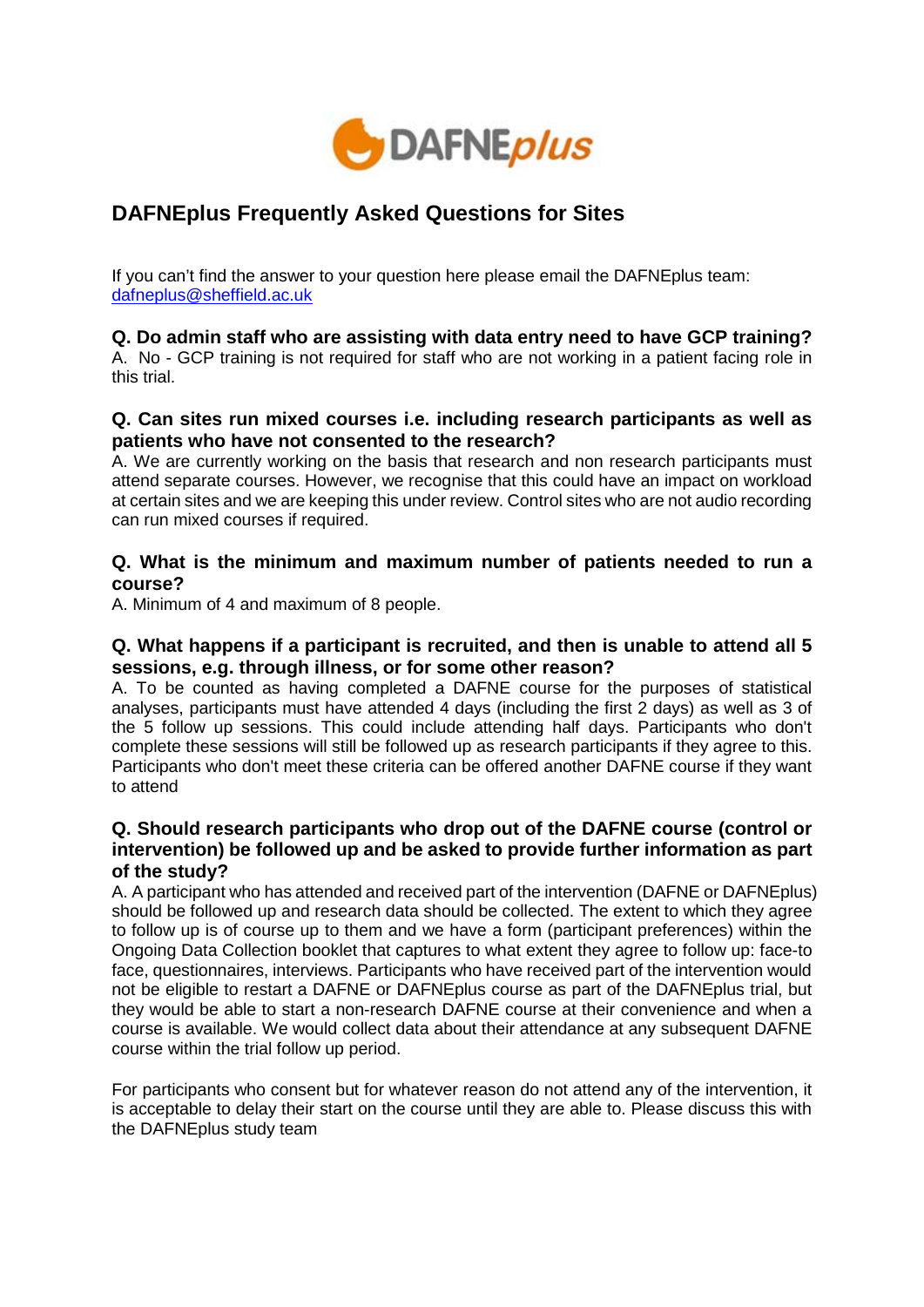DAFNEplus

# DAFNEplus Frequently Asked Questions for Sites

If you can't find the answer to your question here please email the DAFNEplus team: dafneplus@sheffield.ac.uk

**Q. Do admin staff who are assisting with data entry need to have GCP training?**

A. No - GCP training is not required for staff who are not working in a patient facing role in this trial.

**Q. Can sites run mixed courses i.e. including research participants as well as patients who have not consented to the research?**

A. We are currently working on the basis that research and non research participants must attend separate courses. However, we recognise that this could have an impact on workload at certain sites and we are keeping this under review. Control sites who are not audio recording can run mixed courses if required.

**Q. What is the minimum and maximum number of patients needed to run a course?**

A. Minimum of 4 and maximum of 8 people.

**Q. What happens if a participant is recruited, and then is unable to attend all 5 sessions, e.g. through illness, or for some other reason?**

A. To be counted as having completed a DAFNE course for the purposes of statistical analyses, participants must have attended 4 days (including the first 2 days) as well as 3 of the 5 follow up sessions. This could include attending half days. Participants who don't complete these sessions will still be followed up as research participants if they agree to this. Participants who don't meet these criteria can be offered another DAFNE course if they want to attend

**Q. Should research participants who drop out of the DAFNE course (control or intervention) be followed up and be asked to provide further information as part of the study?**

A. A participant who has attended and received part of the intervention (DAFNE or DAFNEplus) should be followed up and research data should be collected. The extent to which they agree to follow up is of course up to them and we have a form (participant preferences) within the Ongoing Data Collection booklet that captures to what extent they agree to follow up: face-to face, questionnaires, interviews. Participants who have received part of the intervention would not be eligible to restart a DAFNE or DAFNEplus course as part of the DAFNEplus trial, but they would be able to start a non-research DAFNE course at their convenience and when a course is available. We would collect data about their attendance at any subsequent DAFNE course within the trial follow up period.

For participants who consent but for whatever reason do not attend any of the intervention, it is acceptable to delay their start on the course until they are able to. Please discuss this with the DAFNEplus study team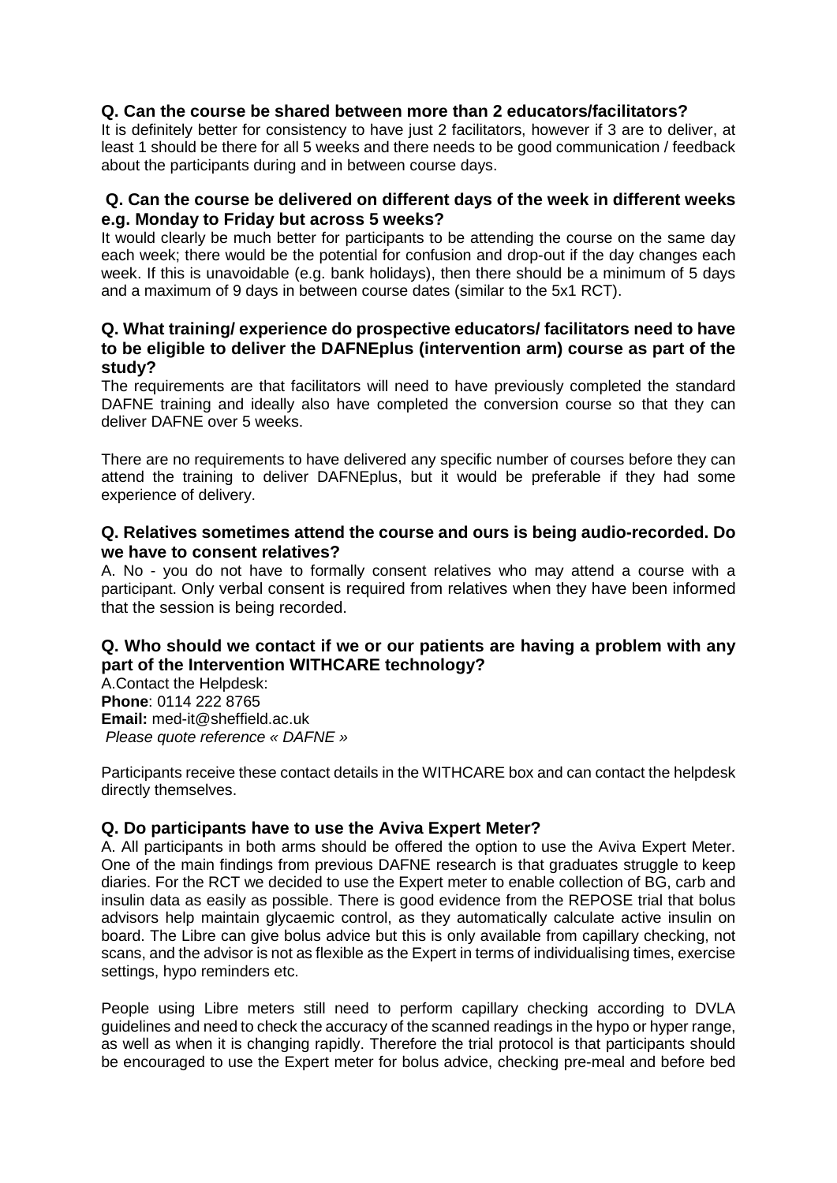**Q. Can the course be shared between more than 2 educators/facilitators?**

It is definitely better for consistency to have just 2 facilitators, however if 3 are to deliver, at least 1 should be there for all 5 weeks and there needs to be good communication / feedback about the participants during and in between course days.

**Q. Can the course be delivered on different days of the week in different weeks e.g. Monday to Friday but across 5 weeks?**

It would clearly be much better for participants to be attending the course on the same day each week; there would be the potential for confusion and drop-out if the day changes each week. If this is unavoidable (e.g. bank holidays), then there should be a minimum of 5 days and a maximum of 9 days in between course dates (similar to the 5x1 RCT).

**Q. What training/ experience do prospective educators/ facilitators need to have to be eligible to deliver the DAFNEplus (intervention arm) course as part of the study?**

The requirements are that facilitators will need to have previously completed the standard DAFNE training and ideally also have completed the conversion course so that they can deliver DAFNE over 5 weeks.

There are no requirements to have delivered any specific number of courses before they can attend the training to deliver DAFNEplus, but it would be preferable if they had some experience of delivery.

**Q. Relatives sometimes attend the course and ours is being audio-recorded. Do we have to consent relatives?**

A. No - you do not have to formally consent relatives who may attend a course with a participant. Only verbal consent is required from relatives when they have been informed that the session is being recorded.

**Q. Who should we contact if we or our patients are having a problem with any part of the Intervention WITHCARE technology?**

A.Contact the Helpdesk:
**Phone**: 0114 222 8765
**Email:** med-it@sheffield.ac.uk
*Please quote reference « DAFNE »*

Participants receive these contact details in the WITHCARE box and can contact the helpdesk directly themselves.

**Q. Do participants have to use the Aviva Expert Meter?**

A. All participants in both arms should be offered the option to use the Aviva Expert Meter. One of the main findings from previous DAFNE research is that graduates struggle to keep diaries. For the RCT we decided to use the Expert meter to enable collection of BG, carb and insulin data as easily as possible. There is good evidence from the REPOSE trial that bolus advisors help maintain glycaemic control, as they automatically calculate active insulin on board. The Libre can give bolus advice but this is only available from capillary checking, not scans, and the advisor is not as flexible as the Expert in terms of individualising times, exercise settings, hypo reminders etc.

People using Libre meters still need to perform capillary checking according to DVLA guidelines and need to check the accuracy of the scanned readings in the hypo or hyper range, as well as when it is changing rapidly. Therefore the trial protocol is that participants should be encouraged to use the Expert meter for bolus advice, checking pre-meal and before bed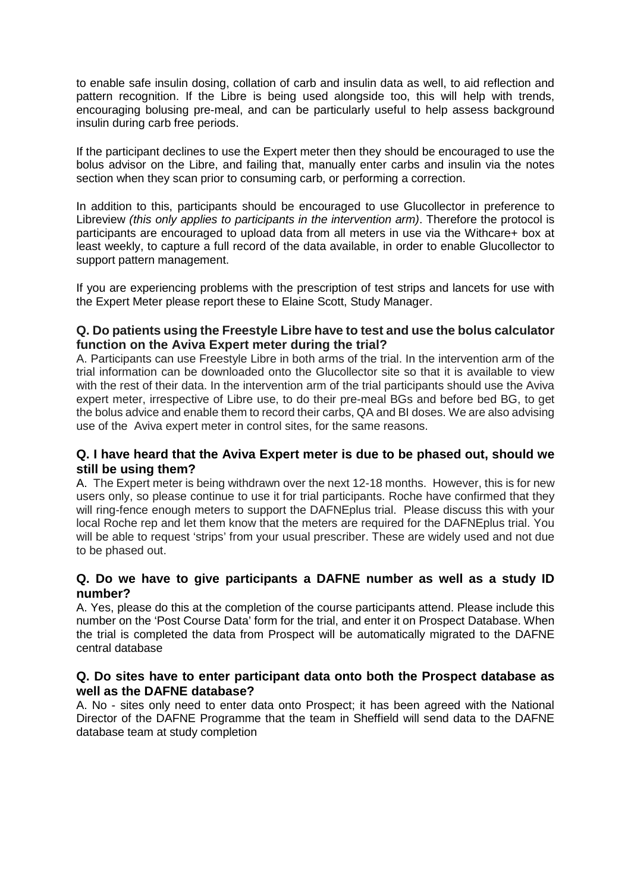to enable safe insulin dosing, collation of carb and insulin data as well, to aid reflection and pattern recognition. If the Libre is being used alongside too, this will help with trends, encouraging bolusing pre-meal, and can be particularly useful to help assess background insulin during carb free periods.

If the participant declines to use the Expert meter then they should be encouraged to use the bolus advisor on the Libre, and failing that, manually enter carbs and insulin via the notes section when they scan prior to consuming carb, or performing a correction.

In addition to this, participants should be encouraged to use Glucollector in preference to Libreview *(this only applies to participants in the intervention arm)*. Therefore the protocol is participants are encouraged to upload data from all meters in use via the Withcare+ box at least weekly, to capture a full record of the data available, in order to enable Glucollector to support pattern management.

If you are experiencing problems with the prescription of test strips and lancets for use with the Expert Meter please report these to Elaine Scott, Study Manager.

**Q. Do patients using the Freestyle Libre have to test and use the bolus calculator function on the Aviva Expert meter during the trial?**

A. Participants can use Freestyle Libre in both arms of the trial. In the intervention arm of the trial information can be downloaded onto the Glucollector site so that it is available to view with the rest of their data. In the intervention arm of the trial participants should use the Aviva expert meter, irrespective of Libre use, to do their pre-meal BGs and before bed BG, to get the bolus advice and enable them to record their carbs, QA and BI doses. We are also advising use of the Aviva expert meter in control sites, for the same reasons.

**Q. I have heard that the Aviva Expert meter is due to be phased out, should we still be using them?**

A. The Expert meter is being withdrawn over the next 12-18 months. However, this is for new users only, so please continue to use it for trial participants. Roche have confirmed that they will ring-fence enough meters to support the DAFNEplus trial. Please discuss this with your local Roche rep and let them know that the meters are required for the DAFNEplus trial. You will be able to request 'strips' from your usual prescriber. These are widely used and not due to be phased out.

**Q. Do we have to give participants a DAFNE number as well as a study ID number?**

A. Yes, please do this at the completion of the course participants attend. Please include this number on the 'Post Course Data' form for the trial, and enter it on Prospect Database. When the trial is completed the data from Prospect will be automatically migrated to the DAFNE central database

**Q. Do sites have to enter participant data onto both the Prospect database as well as the DAFNE database?**

A. No - sites only need to enter data onto Prospect; it has been agreed with the National Director of the DAFNE Programme that the team in Sheffield will send data to the DAFNE database team at study completion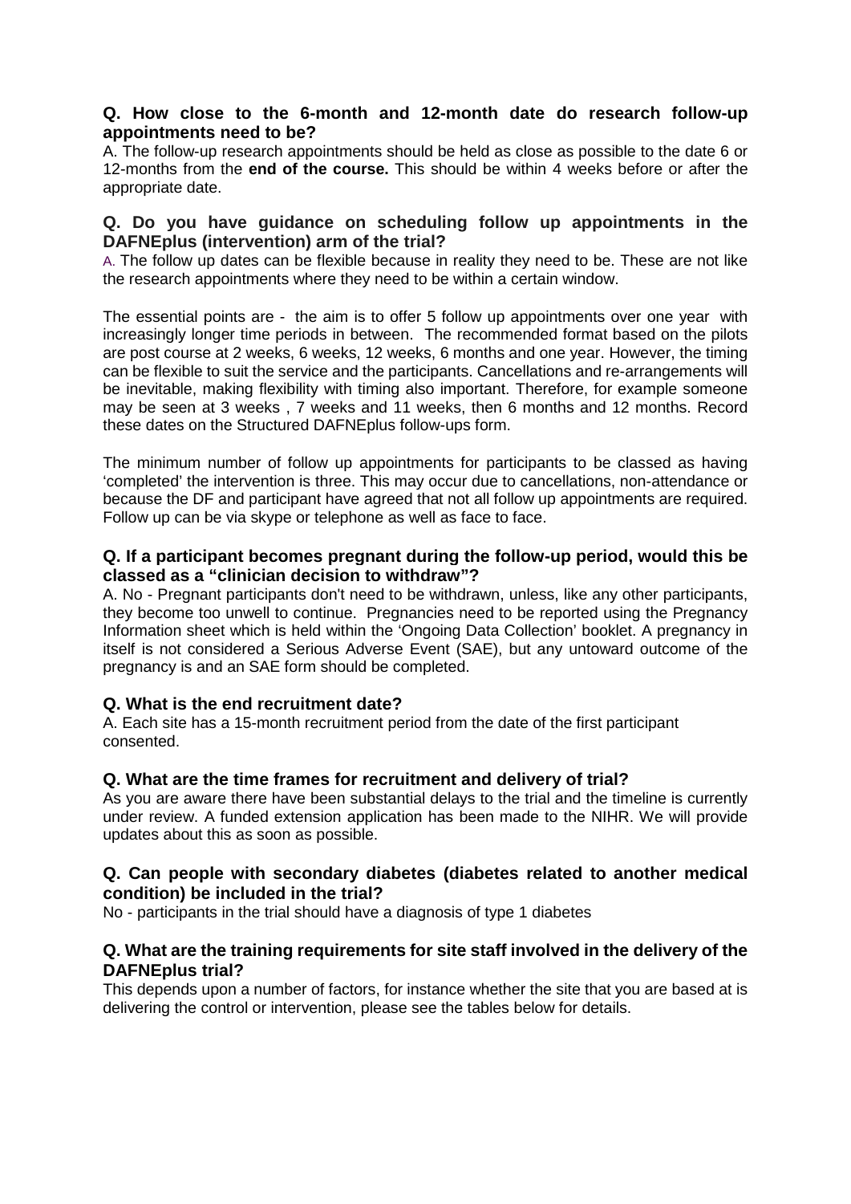**Q. How close to the 6-month and 12-month date do research follow-up appointments need to be?**

A. The follow-up research appointments should be held as close as possible to the date 6 or 12-months from the **end of the course.** This should be within 4 weeks before or after the appropriate date.

**Q. Do you have guidance on scheduling follow up appointments in the DAFNEplus (intervention) arm of the trial?**

A. The follow up dates can be flexible because in reality they need to be. These are not like the research appointments where they need to be within a certain window.

The essential points are - the aim is to offer 5 follow up appointments over one year with increasingly longer time periods in between. The recommended format based on the pilots are post course at 2 weeks, 6 weeks, 12 weeks, 6 months and one year. However, the timing can be flexible to suit the service and the participants. Cancellations and re-arrangements will be inevitable, making flexibility with timing also important. Therefore, for example someone may be seen at 3 weeks , 7 weeks and 11 weeks, then 6 months and 12 months. Record these dates on the Structured DAFNEplus follow-ups form.

The minimum number of follow up appointments for participants to be classed as having 'completed' the intervention is three. This may occur due to cancellations, non-attendance or because the DF and participant have agreed that not all follow up appointments are required. Follow up can be via skype or telephone as well as face to face.

**Q. If a participant becomes pregnant during the follow-up period, would this be classed as a "clinician decision to withdraw"?**

A. No - Pregnant participants don't need to be withdrawn, unless, like any other participants, they become too unwell to continue. Pregnancies need to be reported using the Pregnancy Information sheet which is held within the 'Ongoing Data Collection' booklet. A pregnancy in itself is not considered a Serious Adverse Event (SAE), but any untoward outcome of the pregnancy is and an SAE form should be completed.

**Q. What is the end recruitment date?**

A. Each site has a 15-month recruitment period from the date of the first participant consented.

**Q. What are the time frames for recruitment and delivery of trial?**

As you are aware there have been substantial delays to the trial and the timeline is currently under review. A funded extension application has been made to the NIHR. We will provide updates about this as soon as possible.

**Q. Can people with secondary diabetes (diabetes related to another medical condition) be included in the trial?**

No - participants in the trial should have a diagnosis of type 1 diabetes

**Q. What are the training requirements for site staff involved in the delivery of the DAFNEplus trial?**

This depends upon a number of factors, for instance whether the site that you are based at is delivering the control or intervention, please see the tables below for details.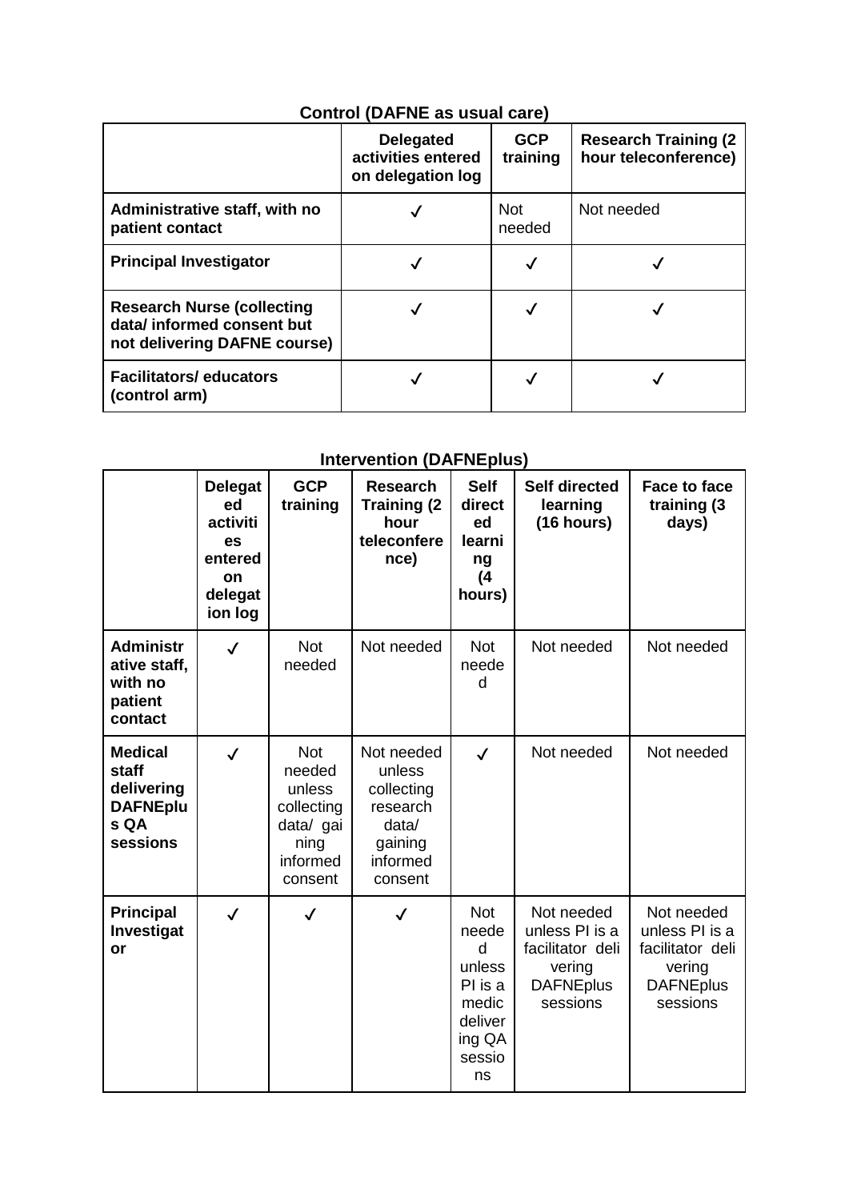**Control (DAFNE as usual care)**

| | Delegated activities entered on delegation log | GCP training | Research Training (2 hour teleconference) |
|---|---|---|---|
| **Administrative staff, with no patient contact** | ✓ | Not needed | Not needed |
| **Principal Investigator** | ✓ | ✓ | ✓ |
| **Research Nurse (collecting data/ informed consent but not delivering DAFNE course)** | ✓ | ✓ | ✓ |
| **Facilitators/ educators (control arm)** | ✓ | ✓ | ✓ |

**Intervention (DAFNEplus)**

| | Delegated activities entered on delegation log | GCP training | Research Training (2 hour teleconference) | Self directed learning (4 hours) | Self directed learning (16 hours) | Face to face training (3 days) |
|---|---|---|---|---|---|---|
| **Administrative staff, with no patient contact** | ✓ | Not needed | Not needed | Not needed | Not needed | Not needed |
| **Medical staff delivering DAFNEplus QA sessions** | ✓ | Not needed unless collecting data/ gaining informed consent | Not needed unless collecting research data/ gaining informed consent | ✓ | Not needed | Not needed |
| **Principal Investigator** | ✓ | ✓ | ✓ | Not needed unless PI is a medic delivering QA sessions | Not needed unless PI is a facilitator delivering DAFNEplus sessions | Not needed unless PI is a facilitator delivering DAFNEplus sessions |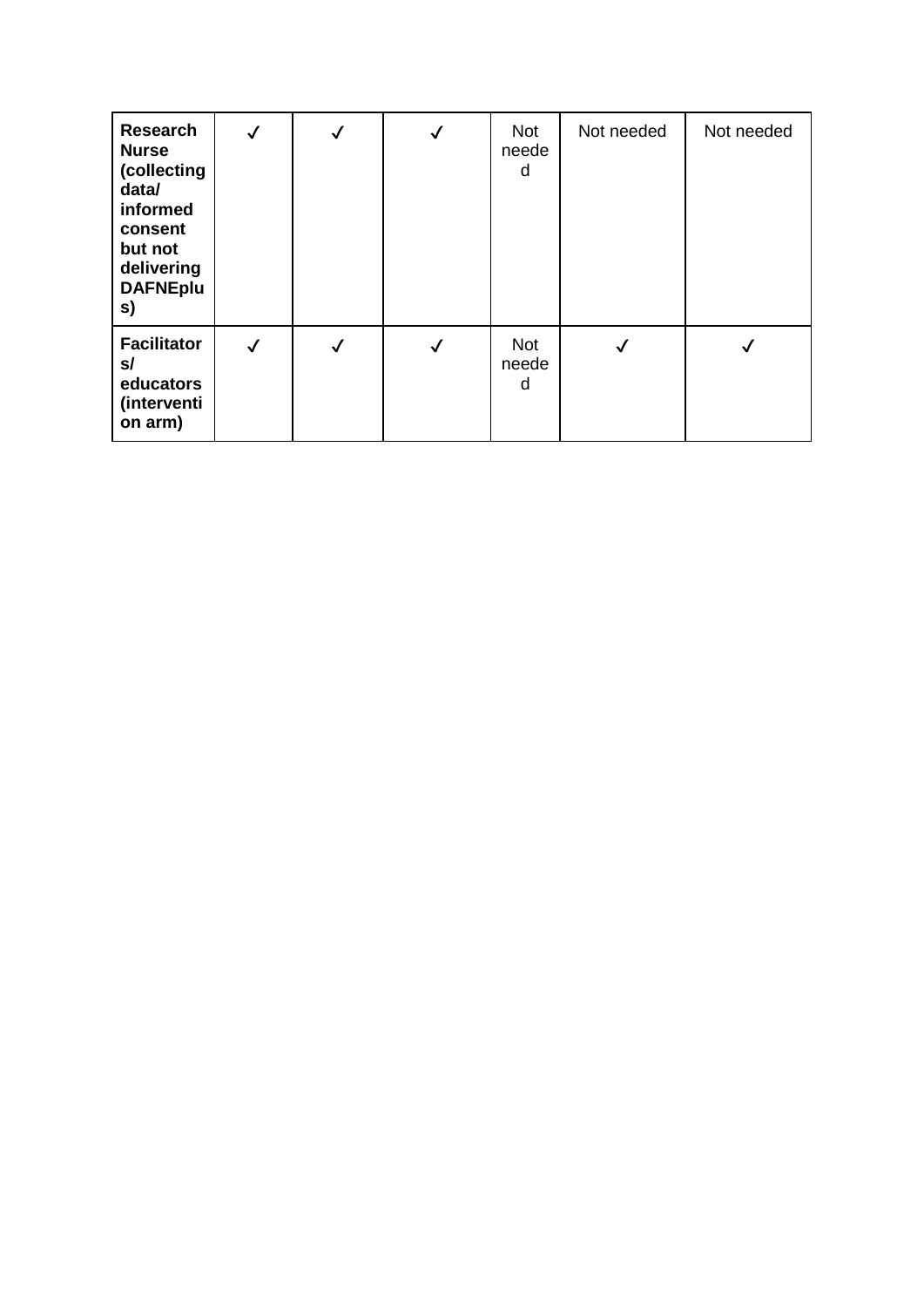| | | | | | | |
|---|---|---|---|---|---|---|
| **Research Nurse (collecting data/ informed consent but not delivering DAFNEplus)** | ✓ | ✓ | ✓ | Not needed | Not needed | Not needed |
| **Facilitators/ educators (intervention arm)** | ✓ | ✓ | ✓ | Not needed | ✓ | ✓ |